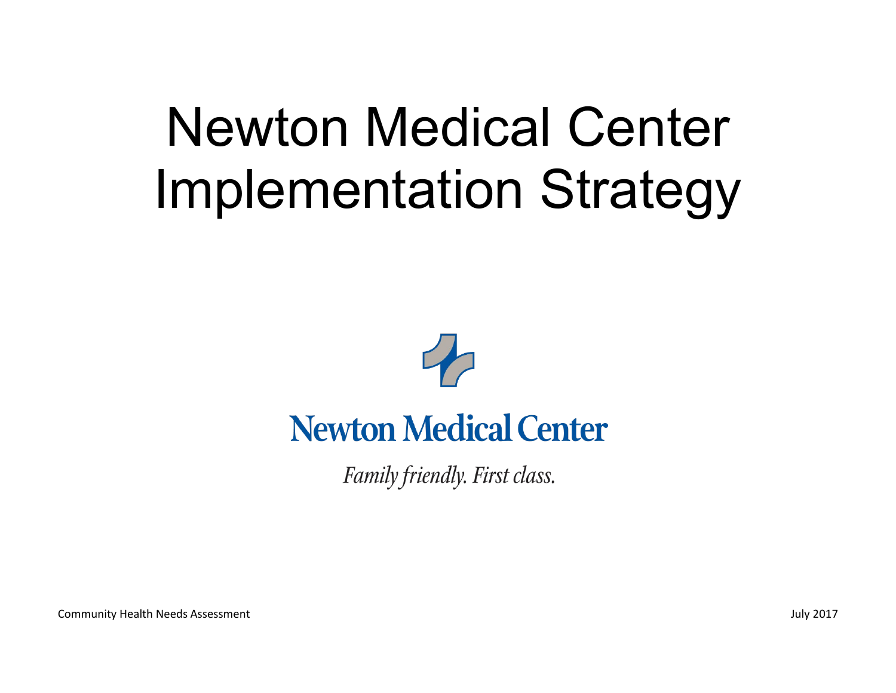# Newton Medical Center Implementation Strategy

**Newton Medical Center**

*Family friendly. First class.*

Community Health Needs Assessment

July 2017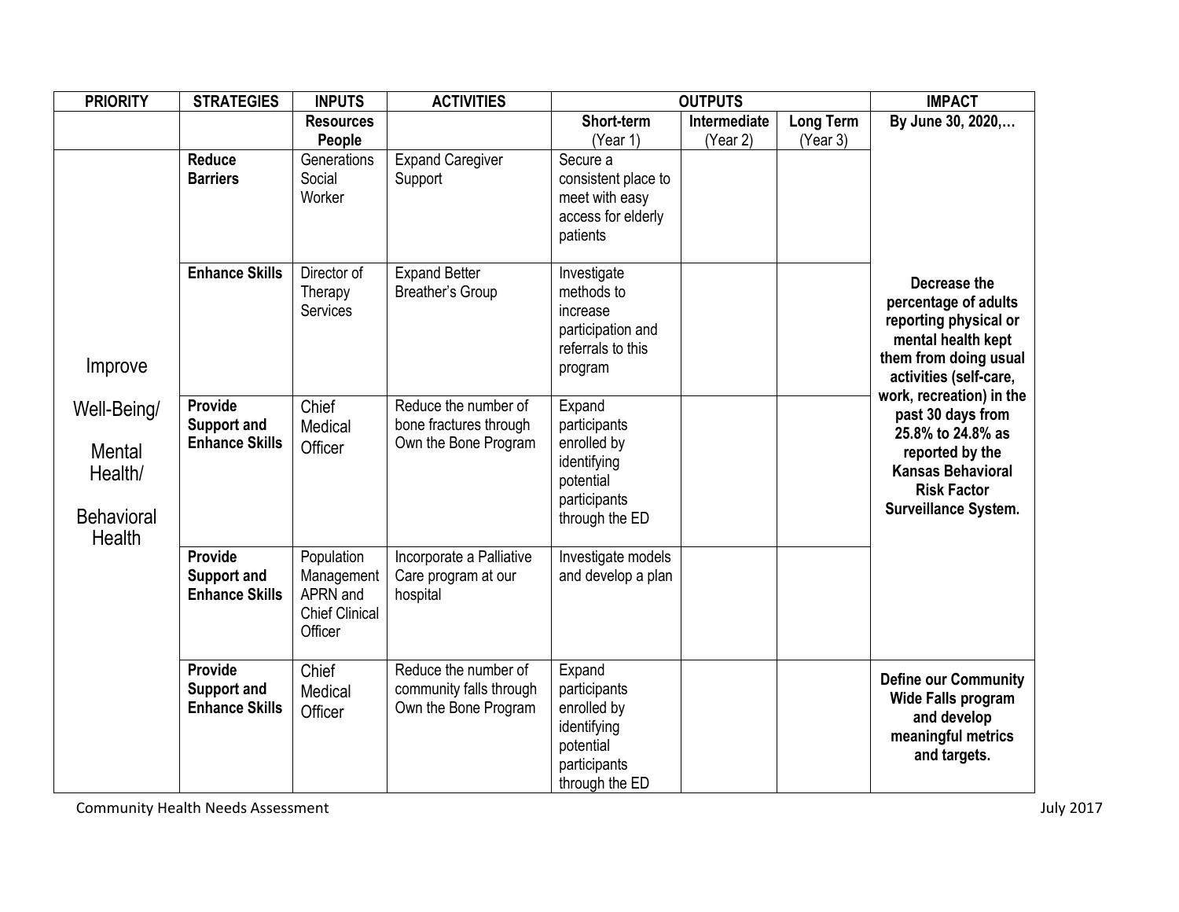| PRIORITY | STRATEGIES | INPUTS | ACTIVITIES | OUTPUTS | | | IMPACT |
|---|---|---|---|---|---|---|---|
| | | Resources People | | Short-term (Year 1) | Intermediate (Year 2) | Long Term (Year 3) | By June 30, 2020,… |
| Improve Well-Being/ Mental Health/ Behavioral Health | **Reduce Barriers** | Generations Social Worker | Expand Caregiver Support | Secure a consistent place to meet with easy access for elderly patients | | | **Decrease the percentage of adults reporting physical or mental health kept them from doing usual activities (self-care, work, recreation) in the past 30 days from 25.8% to 24.8% as reported by the Kansas Behavioral Risk Factor Surveillance System.** |
| | **Enhance Skills** | Director of Therapy Services | Expand Better Breather's Group | Investigate methods to increase participation and referrals to this program | | | |
| | **Provide Support and Enhance Skills** | Chief Medical Officer | Reduce the number of bone fractures through Own the Bone Program | Expand participants enrolled by identifying potential participants through the ED | | | |
| | **Provide Support and Enhance Skills** | Population Management APRN and Chief Clinical Officer | Incorporate a Palliative Care program at our hospital | Investigate models and develop a plan | | | |
| | **Provide Support and Enhance Skills** | Chief Medical Officer | Reduce the number of community falls through Own the Bone Program | Expand participants enrolled by identifying potential participants through the ED | | | **Define our Community Wide Falls program and develop meaningful metrics and targets.** |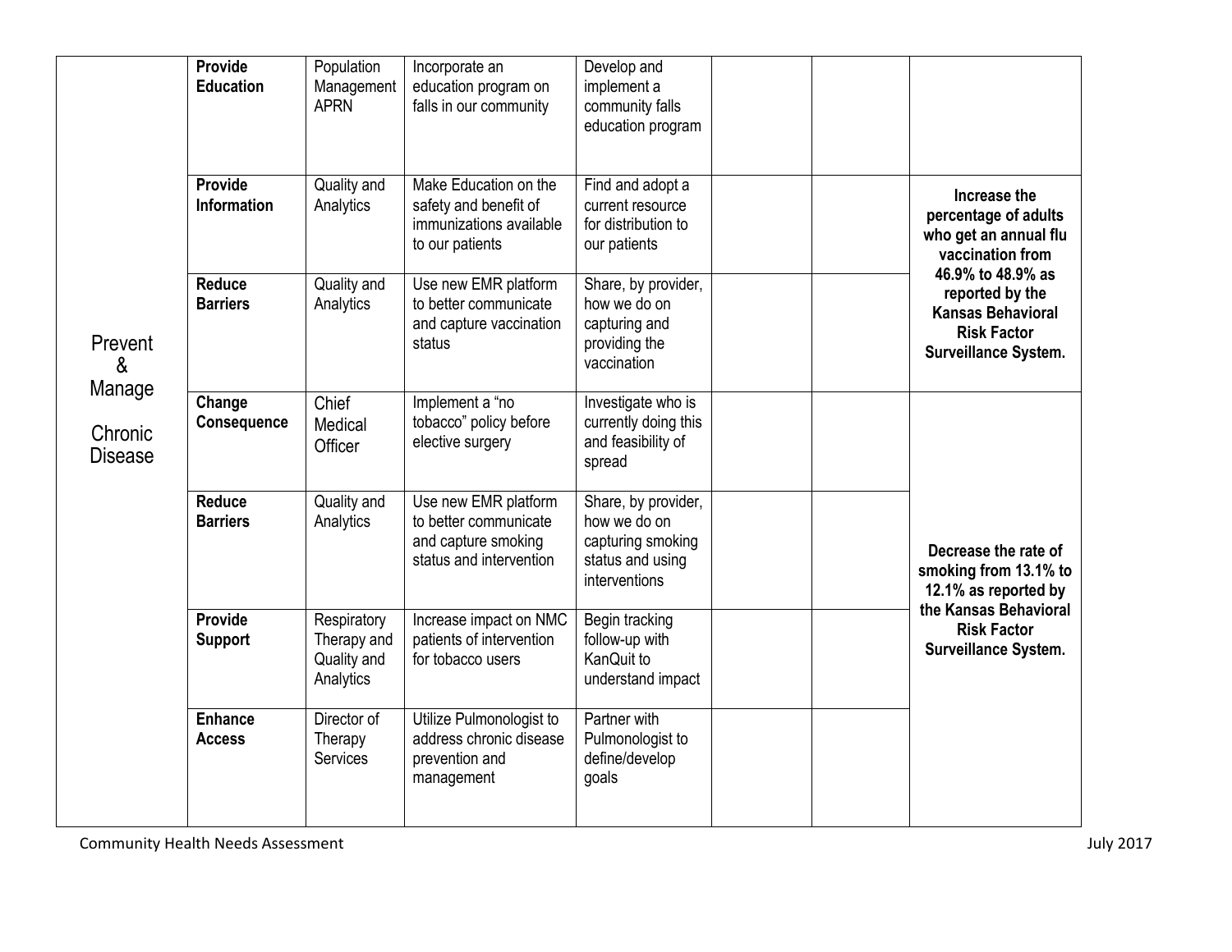| | | | | | | | |
|---|---|---|---|---|---|---|---|
| Prevent & Manage Chronic Disease | **Provide Education** | Population Management APRN | Incorporate an education program on falls in our community | Develop and implement a community falls education program | | | |
| | **Provide Information** | Quality and Analytics | Make Education on the safety and benefit of immunizations available to our patients | Find and adopt a current resource for distribution to our patients | | | **Increase the percentage of adults who get an annual flu vaccination from 46.9% to 48.9% as reported by the Kansas Behavioral Risk Factor Surveillance System.** |
| | **Reduce Barriers** | Quality and Analytics | Use new EMR platform to better communicate and capture vaccination status | Share, by provider, how we do on capturing and providing the vaccination | | | |
| | **Change Consequence** | Chief Medical Officer | Implement a "no tobacco" policy before elective surgery | Investigate who is currently doing this and feasibility of spread | | | **Decrease the rate of smoking from 13.1% to 12.1% as reported by the Kansas Behavioral Risk Factor Surveillance System.** |
| | **Reduce Barriers** | Quality and Analytics | Use new EMR platform to better communicate and capture smoking status and intervention | Share, by provider, how we do on capturing smoking status and using interventions | | | |
| | **Provide Support** | Respiratory Therapy and Quality and Analytics | Increase impact on NMC patients of intervention for tobacco users | Begin tracking follow-up with KanQuit to understand impact | | | |
| | **Enhance Access** | Director of Therapy Services | Utilize Pulmonologist to address chronic disease prevention and management | Partner with Pulmonologist to define/develop goals | | | |

Community Health Needs Assessment July 2017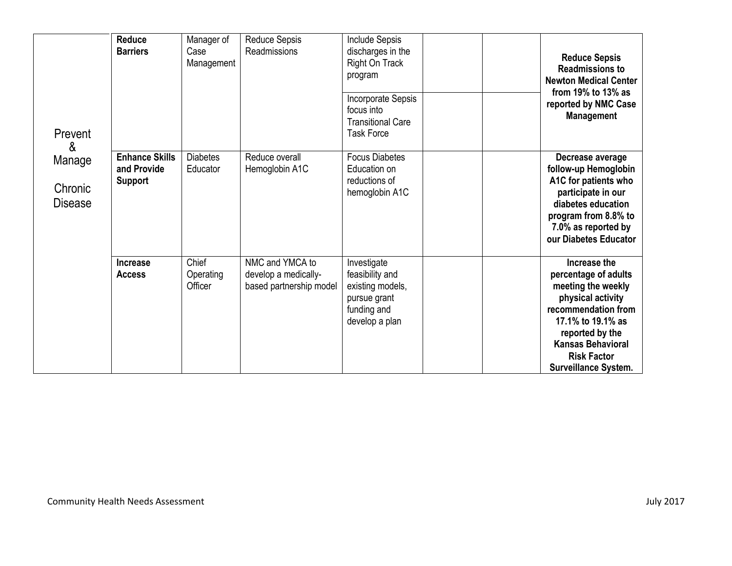| | | | | | | | |
|---|---|---|---|---|---|---|---|
| Prevent & Manage Chronic Disease | **Reduce Barriers** | Manager of Case Management | Reduce Sepsis Readmissions | Include Sepsis discharges in the Right On Track program | | | **Reduce Sepsis Readmissions to Newton Medical Center from 19% to 13% as reported by NMC Case Management** |
| | | | | Incorporate Sepsis focus into Transitional Care Task Force | | | |
| | **Enhance Skills and Provide Support** | Diabetes Educator | Reduce overall Hemoglobin A1C | Focus Diabetes Education on reductions of hemoglobin A1C | | | **Decrease average follow-up Hemoglobin A1C for patients who participate in our diabetes education program from 8.8% to 7.0% as reported by our Diabetes Educator** |
| | **Increase Access** | Chief Operating Officer | NMC and YMCA to develop a medically-based partnership model | Investigate feasibility and existing models, pursue grant funding and develop a plan | | | **Increase the percentage of adults meeting the weekly physical activity recommendation from 17.1% to 19.1% as reported by the Kansas Behavioral Risk Factor Surveillance System.** |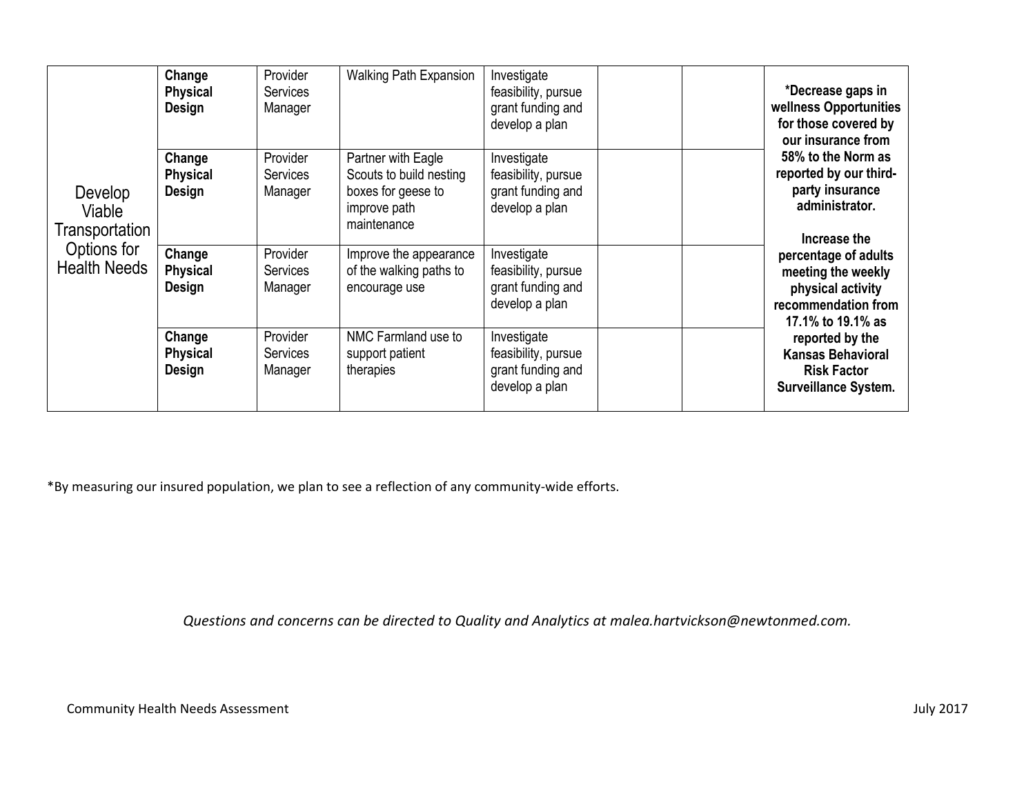| | | | | | | | |
|---|---|---|---|---|---|---|---|
| Develop Viable Transportation Options for Health Needs | **Change Physical Design** | Provider Services Manager | Walking Path Expansion | Investigate feasibility, pursue grant funding and develop a plan | | | **\*Decrease gaps in wellness Opportunities for those covered by our insurance from 58% to the Norm as reported by our third-party insurance administrator.** <br><br> **Increase the percentage of adults meeting the weekly physical activity recommendation from 17.1% to 19.1% as reported by the Kansas Behavioral Risk Factor Surveillance System.** |
| | **Change Physical Design** | Provider Services Manager | Partner with Eagle Scouts to build nesting boxes for geese to improve path maintenance | Investigate feasibility, pursue grant funding and develop a plan | | | |
| | **Change Physical Design** | Provider Services Manager | Improve the appearance of the walking paths to encourage use | Investigate feasibility, pursue grant funding and develop a plan | | | |
| | **Change Physical Design** | Provider Services Manager | NMC Farmland use to support patient therapies | Investigate feasibility, pursue grant funding and develop a plan | | | |

*By measuring our insured population, we plan to see a reflection of any community-wide efforts.

*Questions and concerns can be directed to Quality and Analytics at malea.hartvickson@newtonmed.com.*